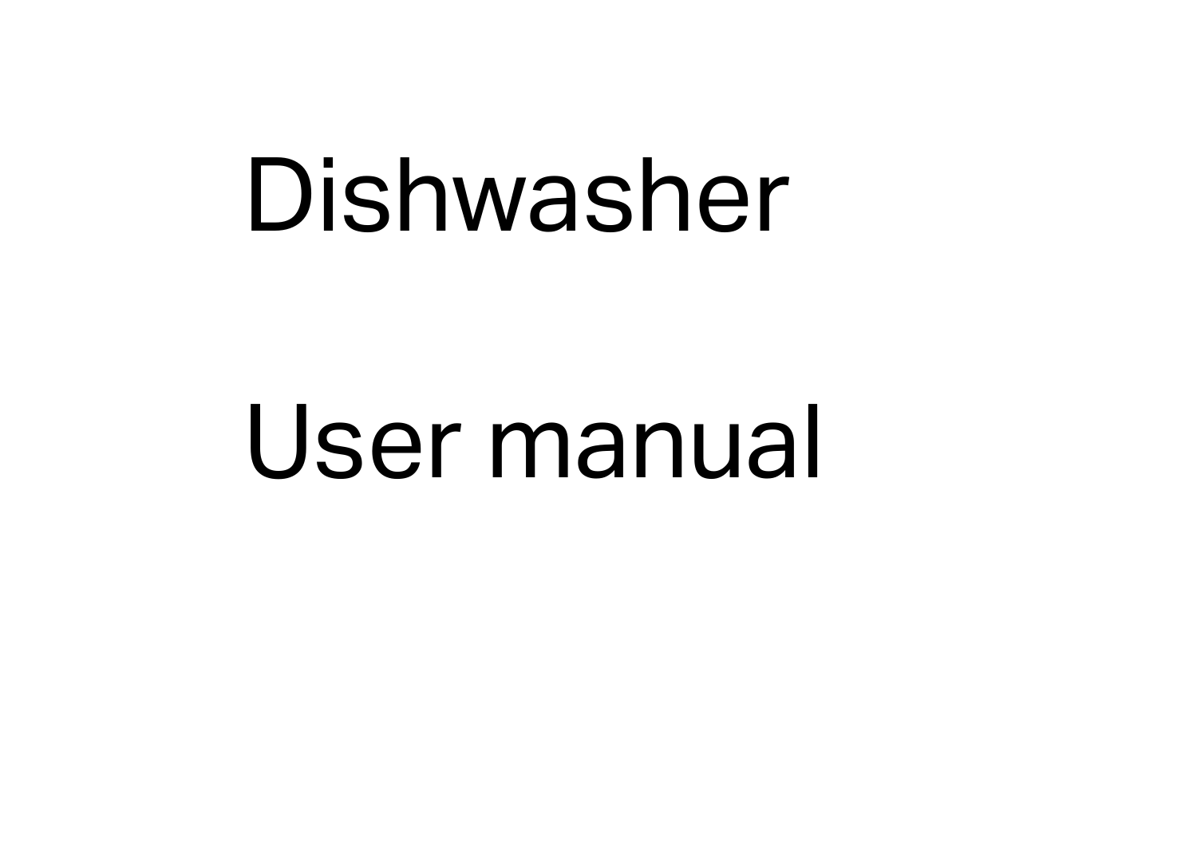# Dishwasher

# User manual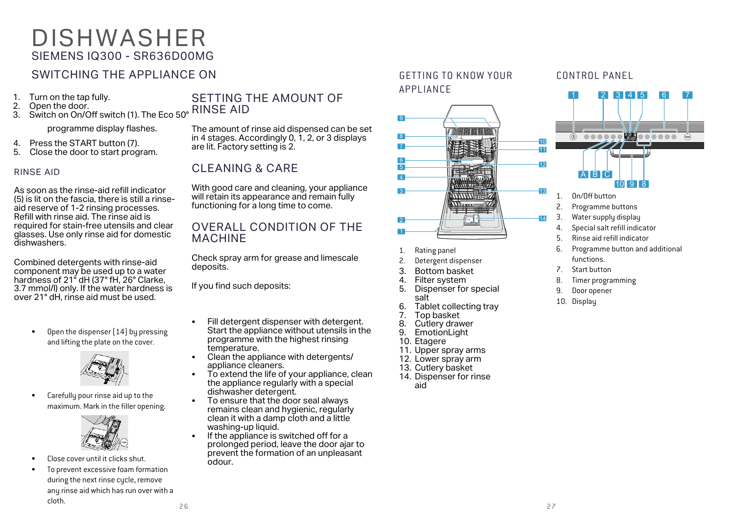# DISHWASHER

## SIEMENS IQ300 - SR636D00MG

## SWITCHING THE APPLIANCE ON

1. Turn on the tap fully.
2. Open the door.
3. Switch on On/Off switch (1). The Eco 50° programme display flashes.
4. Press the START button (7).
5. Close the door to start program.

### RINSE AID

As soon as the rinse-aid refill indicator (5) is lit on the fascia, there is still a rinse-aid reserve of 1-2 rinsing processes. Refill with rinse aid. The rinse aid is required for stain-free utensils and clear glasses. Use only rinse aid for domestic dishwashers.

Combined detergents with rinse-aid component may be used up to a water hardness of 21° dH (37° fH, 26° Clarke, 3.7 mmol/l) only. If the water hardness is over 21° dH, rinse aid must be used.

- Open the dispenser (14) by pressing and lifting the plate on the cover.
- Carefully pour rinse aid up to the maximum. Mark in the filler opening.
- Close cover until it clicks shut.
- To prevent excessive foam formation during the next rinse cycle, remove any rinse aid which has run over with a cloth.

## SETTING THE AMOUNT OF RINSE AID

The amount of rinse aid dispensed can be set in 4 stages. Accordingly 0, 1, 2, or 3 displays are lit. Factory setting is 2.

## CLEANING & CARE

With good care and cleaning, your appliance will retain its appearance and remain fully functioning for a long time to come.

## OVERALL CONDITION OF THE MACHINE

Check spray arm for grease and limescale deposits.

If you find such deposits:

- Fill detergent dispenser with detergent. Start the appliance without utensils in the programme with the highest rinsing temperature.
- Clean the appliance with detergents/ appliance cleaners.
- To extend the life of your appliance, clean the appliance regularly with a special dishwasher detergent.
- To ensure that the door seal always remains clean and hygienic, regularly clean it with a damp cloth and a little washing-up liquid.
- If the appliance is switched off for a prolonged period, leave the door ajar to prevent the formation of an unpleasant odour.

## GETTING TO KNOW YOUR APPLIANCE

1. Rating panel
2. Detergent dispenser
3. Bottom basket
4. Filter system
5. Dispenser for special salt
6. Tablet collecting tray
7. Top basket
8. Cutlery drawer
9. EmotionLight
10. Etagere
11. Upper spray arms
12. Lower spray arm
13. Cutlery basket
14. Dispenser for rinse aid

## CONTROL PANEL

1. On/Off button
2. Programme buttons
3. Water supply display
4. Special salt refill indicator
5. Rinse aid refill indicator
6. Programme button and additional functions.
7. Start button
8. Timer programming
9. Door opener
10. Display